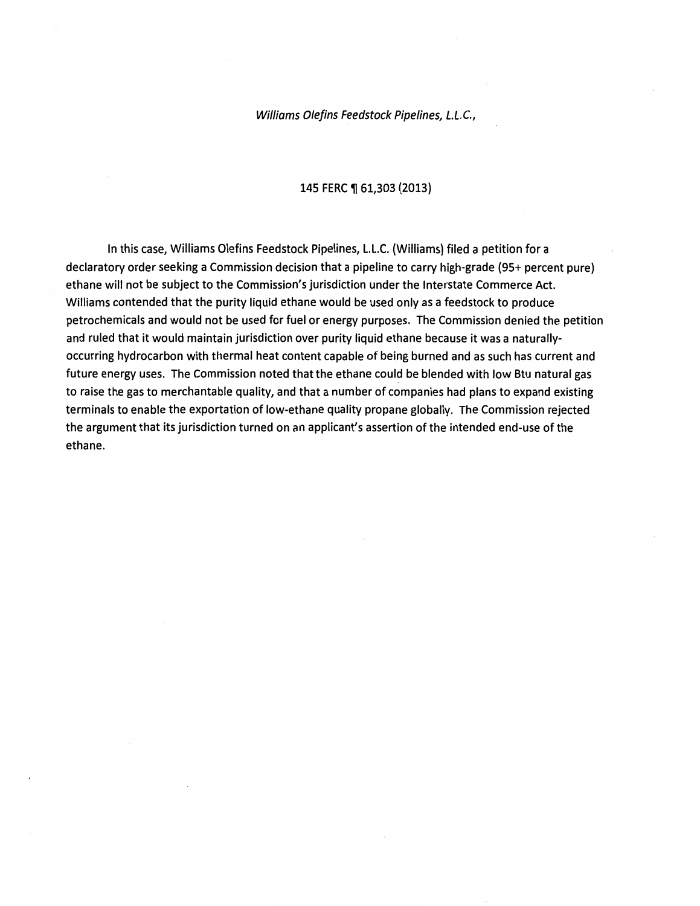*Williams Olefins Feedstock Pipelines, L.L.C.,*

145 FERC ¶ 61,303 (2013)

In this case, Williams Olefins Feedstock Pipelines, L.L.C. (Williams) filed a petition for a declaratory order seeking a Commission decision that a pipeline to carry high-grade (95+ percent pure) ethane will not be subject to the Commission's jurisdiction under the Interstate Commerce Act. Williams contended that the purity liquid ethane would be used only as a feedstock to produce petrochemicals and would not be used for fuel or energy purposes. The Commission denied the petition and ruled that it would maintain jurisdiction over purity liquid ethane because it was a naturally-occurring hydrocarbon with thermal heat content capable of being burned and as such has current and future energy uses. The Commission noted that the ethane could be blended with low Btu natural gas to raise the gas to merchantable quality, and that a number of companies had plans to expand existing terminals to enable the exportation of low-ethane quality propane globally. The Commission rejected the argument that its jurisdiction turned on an applicant's assertion of the intended end-use of the ethane.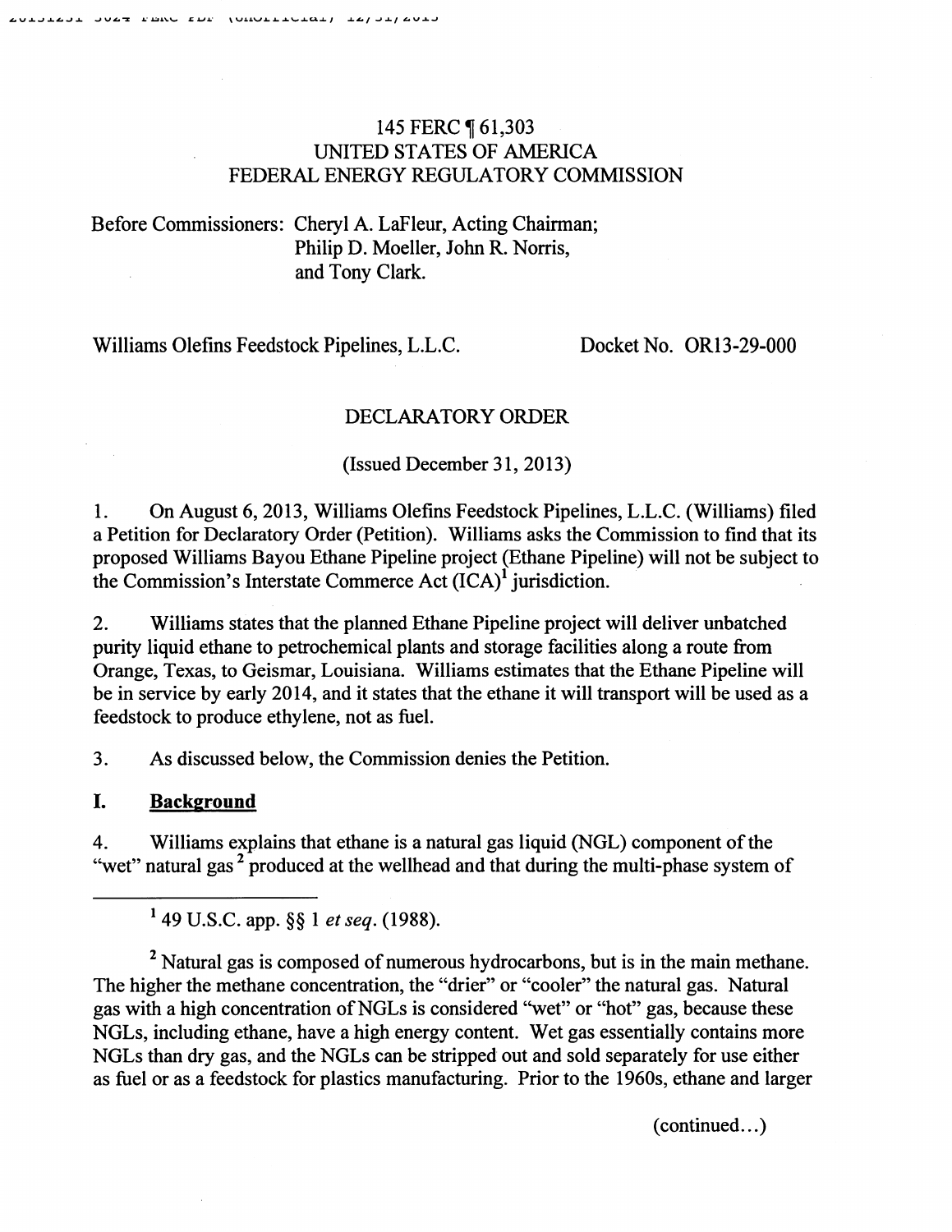145 FERC ¶ 61,303
UNITED STATES OF AMERICA
FEDERAL ENERGY REGULATORY COMMISSION

Before Commissioners: Cheryl A. LaFleur, Acting Chairman;
Philip D. Moeller, John R. Norris,
and Tony Clark.

Williams Olefins Feedstock Pipelines, L.L.C. Docket No. OR13-29-000

DECLARATORY ORDER

(Issued December 31, 2013)

1. On August 6, 2013, Williams Olefins Feedstock Pipelines, L.L.C. (Williams) filed a Petition for Declaratory Order (Petition). Williams asks the Commission to find that its proposed Williams Bayou Ethane Pipeline project (Ethane Pipeline) will not be subject to the Commission's Interstate Commerce Act (ICA)[1] jurisdiction.

2. Williams states that the planned Ethane Pipeline project will deliver unbatched purity liquid ethane to petrochemical plants and storage facilities along a route from Orange, Texas, to Geismar, Louisiana. Williams estimates that the Ethane Pipeline will be in service by early 2014, and it states that the ethane it will transport will be used as a feedstock to produce ethylene, not as fuel.

3. As discussed below, the Commission denies the Petition.

## I. Background

4. Williams explains that ethane is a natural gas liquid (NGL) component of the "wet" natural gas[2] produced at the wellhead and that during the multi-phase system of

---

[1] 49 U.S.C. app. §§ 1 *et seq.* (1988).

[2] Natural gas is composed of numerous hydrocarbons, but is in the main methane. The higher the methane concentration, the "drier" or "cooler" the natural gas. Natural gas with a high concentration of NGLs is considered "wet" or "hot" gas, because these NGLs, including ethane, have a high energy content. Wet gas essentially contains more NGLs than dry gas, and the NGLs can be stripped out and sold separately for use either as fuel or as a feedstock for plastics manufacturing. Prior to the 1960s, ethane and larger

(continued...)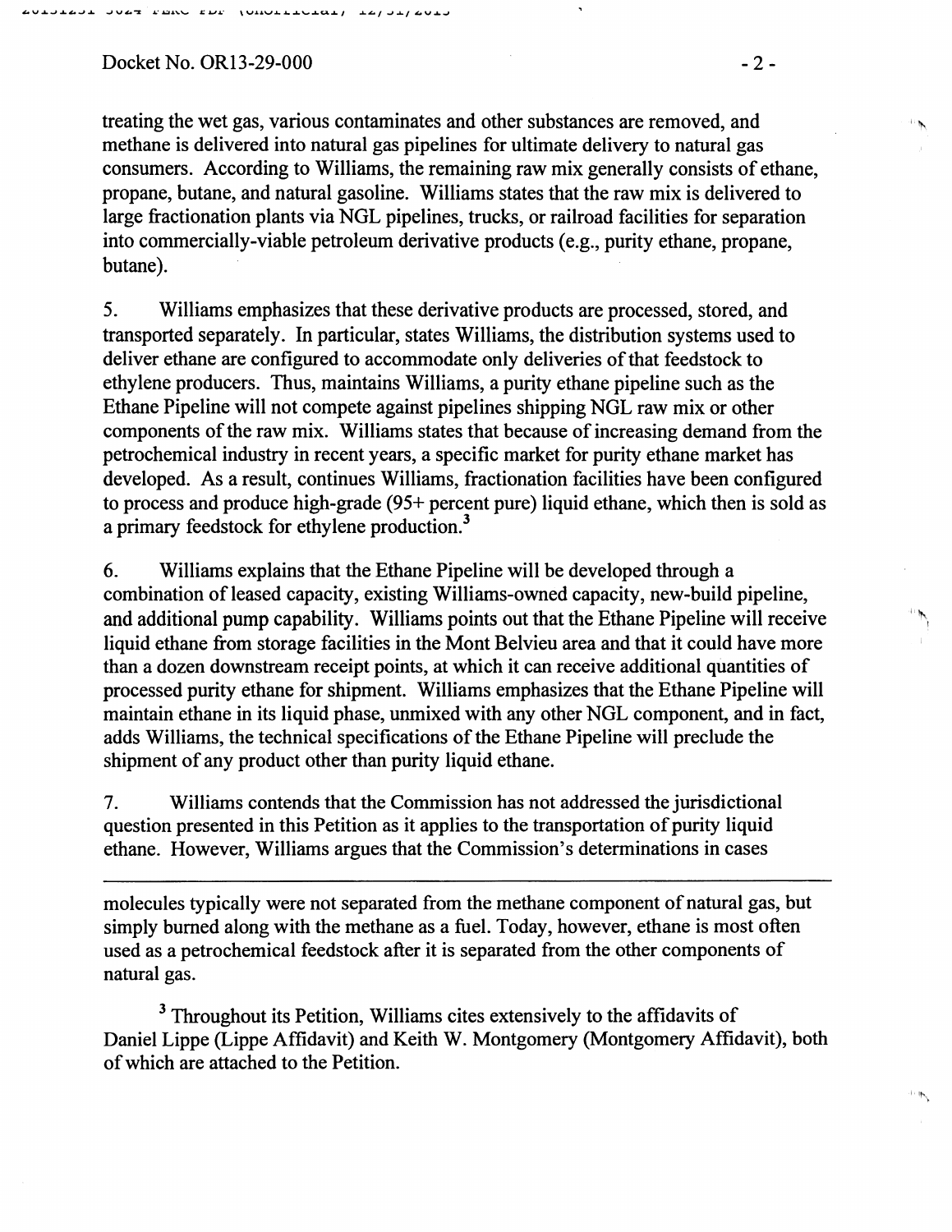treating the wet gas, various contaminates and other substances are removed, and methane is delivered into natural gas pipelines for ultimate delivery to natural gas consumers. According to Williams, the remaining raw mix generally consists of ethane, propane, butane, and natural gasoline. Williams states that the raw mix is delivered to large fractionation plants via NGL pipelines, trucks, or railroad facilities for separation into commercially-viable petroleum derivative products (e.g., purity ethane, propane, butane).

5. Williams emphasizes that these derivative products are processed, stored, and transported separately. In particular, states Williams, the distribution systems used to deliver ethane are configured to accommodate only deliveries of that feedstock to ethylene producers. Thus, maintains Williams, a purity ethane pipeline such as the Ethane Pipeline will not compete against pipelines shipping NGL raw mix or other components of the raw mix. Williams states that because of increasing demand from the petrochemical industry in recent years, a specific market for purity ethane market has developed. As a result, continues Williams, fractionation facilities have been configured to process and produce high-grade (95+ percent pure) liquid ethane, which then is sold as a primary feedstock for ethylene production.[3]

6. Williams explains that the Ethane Pipeline will be developed through a combination of leased capacity, existing Williams-owned capacity, new-build pipeline, and additional pump capability. Williams points out that the Ethane Pipeline will receive liquid ethane from storage facilities in the Mont Belvieu area and that it could have more than a dozen downstream receipt points, at which it can receive additional quantities of processed purity ethane for shipment. Williams emphasizes that the Ethane Pipeline will maintain ethane in its liquid phase, unmixed with any other NGL component, and in fact, adds Williams, the technical specifications of the Ethane Pipeline will preclude the shipment of any product other than purity liquid ethane.

7. Williams contends that the Commission has not addressed the jurisdictional question presented in this Petition as it applies to the transportation of purity liquid ethane. However, Williams argues that the Commission's determinations in cases

---

molecules typically were not separated from the methane component of natural gas, but simply burned along with the methane as a fuel. Today, however, ethane is most often used as a petrochemical feedstock after it is separated from the other components of natural gas.

[3] Throughout its Petition, Williams cites extensively to the affidavits of Daniel Lippe (Lippe Affidavit) and Keith W. Montgomery (Montgomery Affidavit), both of which are attached to the Petition.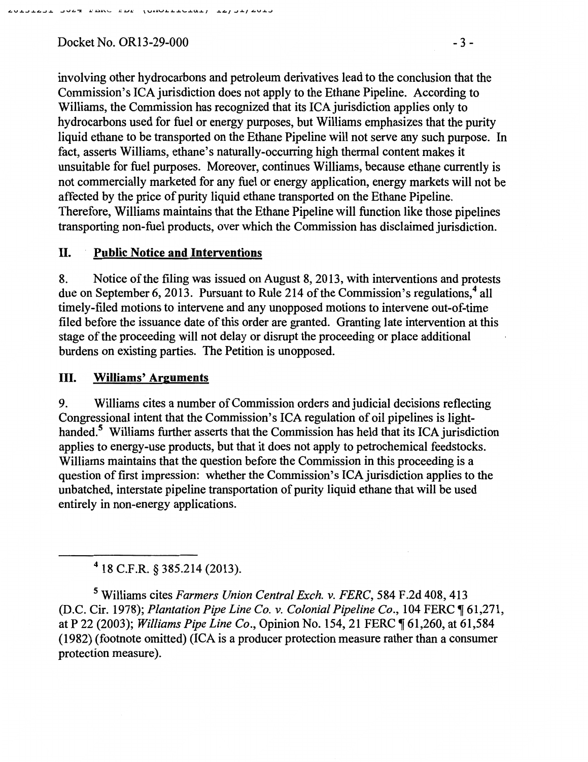involving other hydrocarbons and petroleum derivatives lead to the conclusion that the Commission's ICA jurisdiction does not apply to the Ethane Pipeline. According to Williams, the Commission has recognized that its ICA jurisdiction applies only to hydrocarbons used for fuel or energy purposes, but Williams emphasizes that the purity liquid ethane to be transported on the Ethane Pipeline will not serve any such purpose. In fact, asserts Williams, ethane's naturally-occurring high thermal content makes it unsuitable for fuel purposes. Moreover, continues Williams, because ethane currently is not commercially marketed for any fuel or energy application, energy markets will not be affected by the price of purity liquid ethane transported on the Ethane Pipeline. Therefore, Williams maintains that the Ethane Pipeline will function like those pipelines transporting non-fuel products, over which the Commission has disclaimed jurisdiction.

## II. Public Notice and Interventions

8. Notice of the filing was issued on August 8, 2013, with interventions and protests due on September 6, 2013. Pursuant to Rule 214 of the Commission's regulations,[4] all timely-filed motions to intervene and any unopposed motions to intervene out-of-time filed before the issuance date of this order are granted. Granting late intervention at this stage of the proceeding will not delay or disrupt the proceeding or place additional burdens on existing parties. The Petition is unopposed.

## III. Williams' Arguments

9. Williams cites a number of Commission orders and judicial decisions reflecting Congressional intent that the Commission's ICA regulation of oil pipelines is light-handed.[5] Williams further asserts that the Commission has held that its ICA jurisdiction applies to energy-use products, but that it does not apply to petrochemical feedstocks. Williams maintains that the question before the Commission in this proceeding is a question of first impression: whether the Commission's ICA jurisdiction applies to the unbatched, interstate pipeline transportation of purity liquid ethane that will be used entirely in non-energy applications.

---

[4] 18 C.F.R. § 385.214 (2013).

[5] Williams cites *Farmers Union Central Exch. v. FERC*, 584 F.2d 408, 413 (D.C. Cir. 1978); *Plantation Pipe Line Co. v. Colonial Pipeline Co.*, 104 FERC ¶ 61,271, at P 22 (2003); *Williams Pipe Line Co.*, Opinion No. 154, 21 FERC ¶ 61,260, at 61,584 (1982) (footnote omitted) (ICA is a producer protection measure rather than a consumer protection measure).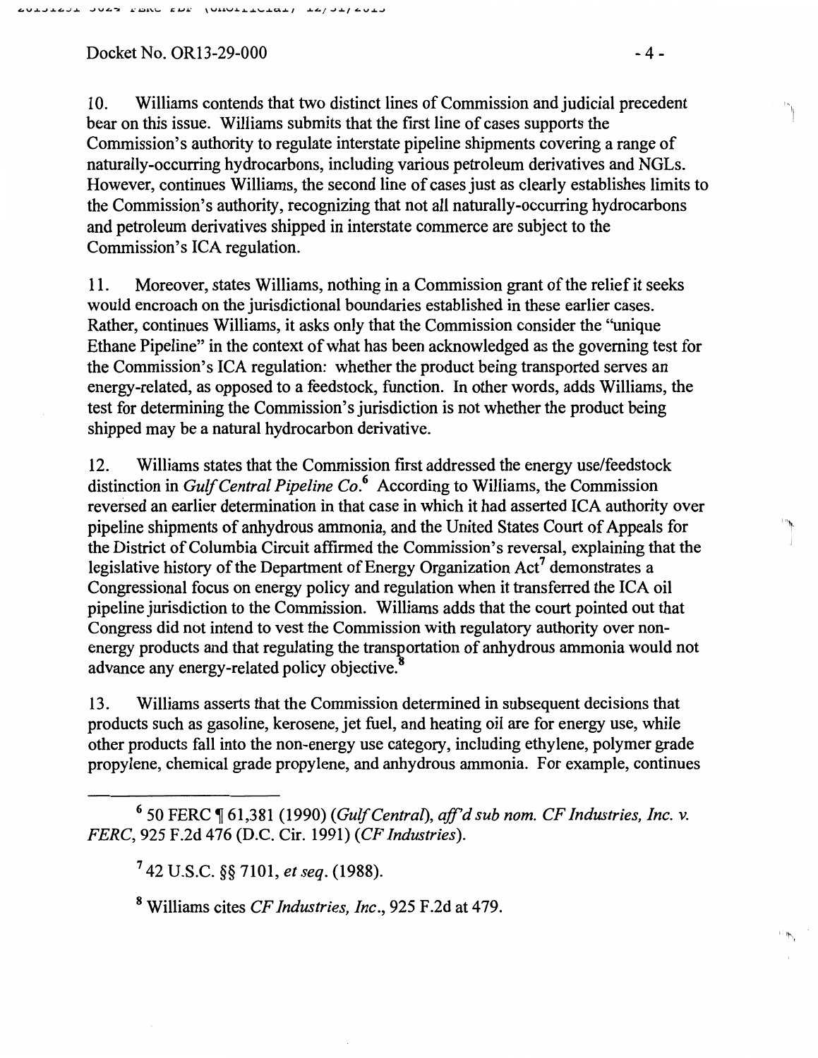10. Williams contends that two distinct lines of Commission and judicial precedent bear on this issue. Williams submits that the first line of cases supports the Commission's authority to regulate interstate pipeline shipments covering a range of naturally-occurring hydrocarbons, including various petroleum derivatives and NGLs. However, continues Williams, the second line of cases just as clearly establishes limits to the Commission's authority, recognizing that not all naturally-occurring hydrocarbons and petroleum derivatives shipped in interstate commerce are subject to the Commission's ICA regulation.

11. Moreover, states Williams, nothing in a Commission grant of the relief it seeks would encroach on the jurisdictional boundaries established in these earlier cases. Rather, continues Williams, it asks only that the Commission consider the "unique Ethane Pipeline" in the context of what has been acknowledged as the governing test for the Commission's ICA regulation: whether the product being transported serves an energy-related, as opposed to a feedstock, function. In other words, adds Williams, the test for determining the Commission's jurisdiction is not whether the product being shipped may be a natural hydrocarbon derivative.

12. Williams states that the Commission first addressed the energy use/feedstock distinction in *Gulf Central Pipeline Co.*[6] According to Williams, the Commission reversed an earlier determination in that case in which it had asserted ICA authority over pipeline shipments of anhydrous ammonia, and the United States Court of Appeals for the District of Columbia Circuit affirmed the Commission's reversal, explaining that the legislative history of the Department of Energy Organization Act[7] demonstrates a Congressional focus on energy policy and regulation when it transferred the ICA oil pipeline jurisdiction to the Commission. Williams adds that the court pointed out that Congress did not intend to vest the Commission with regulatory authority over non-energy products and that regulating the transportation of anhydrous ammonia would not advance any energy-related policy objective.[8]

13. Williams asserts that the Commission determined in subsequent decisions that products such as gasoline, kerosene, jet fuel, and heating oil are for energy use, while other products fall into the non-energy use category, including ethylene, polymer grade propylene, chemical grade propylene, and anhydrous ammonia. For example, continues

---

[6] 50 FERC ¶ 61,381 (1990) (*Gulf Central*), *aff'd sub nom. CF Industries, Inc. v. FERC*, 925 F.2d 476 (D.C. Cir. 1991) (*CF Industries*).

[7] 42 U.S.C. §§ 7101, *et seq.* (1988).

[8] Williams cites *CF Industries, Inc.*, 925 F.2d at 479.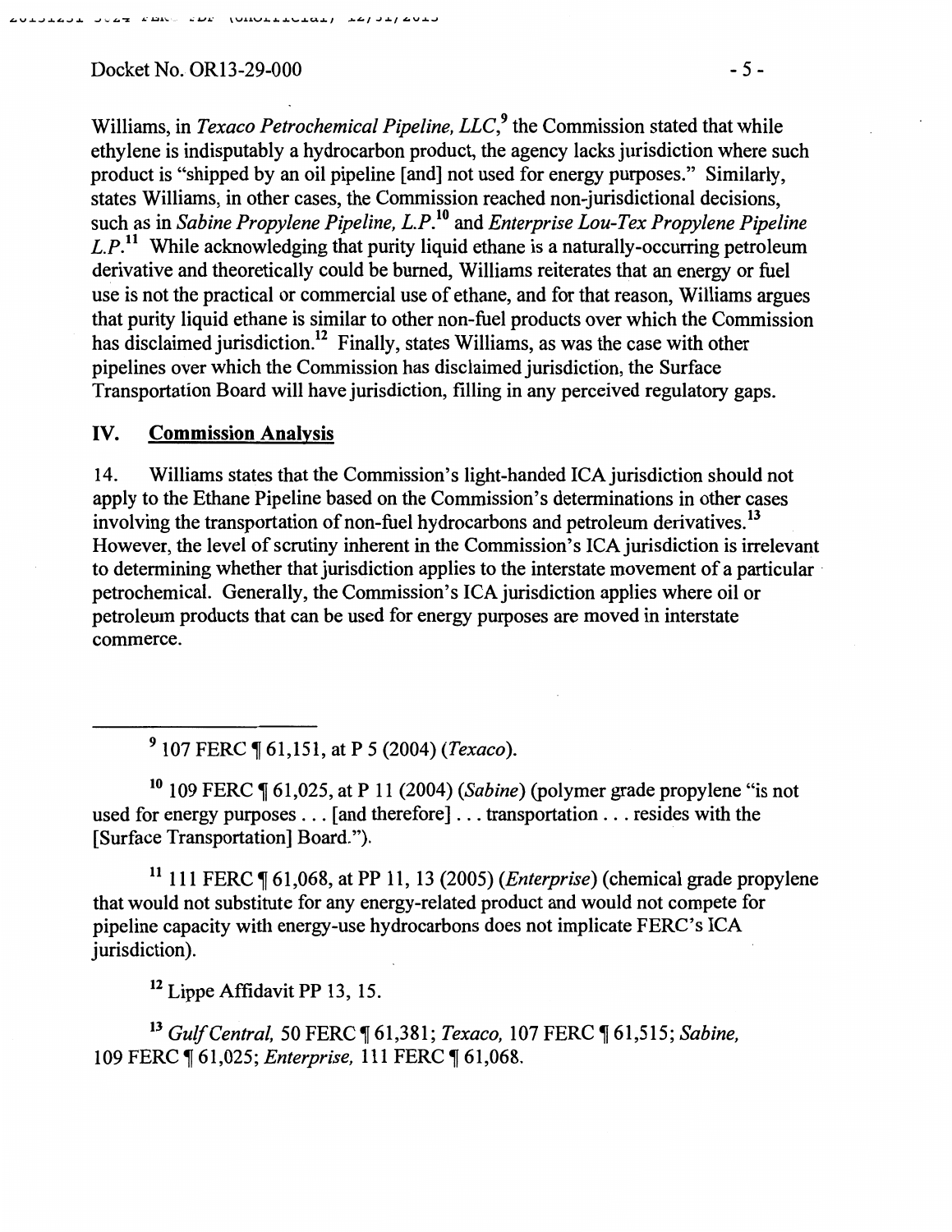Williams, in *Texaco Petrochemical Pipeline, LLC*,[9] the Commission stated that while ethylene is indisputably a hydrocarbon product, the agency lacks jurisdiction where such product is "shipped by an oil pipeline [and] not used for energy purposes." Similarly, states Williams, in other cases, the Commission reached non-jurisdictional decisions, such as in *Sabine Propylene Pipeline, L.P.*[10] and *Enterprise Lou-Tex Propylene Pipeline L.P.*[11] While acknowledging that purity liquid ethane is a naturally-occurring petroleum derivative and theoretically could be burned, Williams reiterates that an energy or fuel use is not the practical or commercial use of ethane, and for that reason, Williams argues that purity liquid ethane is similar to other non-fuel products over which the Commission has disclaimed jurisdiction.[12] Finally, states Williams, as was the case with other pipelines over which the Commission has disclaimed jurisdiction, the Surface Transportation Board will have jurisdiction, filling in any perceived regulatory gaps.

## IV. Commission Analysis

14. Williams states that the Commission's light-handed ICA jurisdiction should not apply to the Ethane Pipeline based on the Commission's determinations in other cases involving the transportation of non-fuel hydrocarbons and petroleum derivatives.[13] However, the level of scrutiny inherent in the Commission's ICA jurisdiction is irrelevant to determining whether that jurisdiction applies to the interstate movement of a particular petrochemical. Generally, the Commission's ICA jurisdiction applies where oil or petroleum products that can be used for energy purposes are moved in interstate commerce.

---

[9] 107 FERC ¶ 61,151, at P 5 (2004) (*Texaco*).

[10] 109 FERC ¶ 61,025, at P 11 (2004) (*Sabine*) (polymer grade propylene "is not used for energy purposes . . . [and therefore] . . . transportation . . . resides with the [Surface Transportation] Board.").

[11] 111 FERC ¶ 61,068, at PP 11, 13 (2005) (*Enterprise*) (chemical grade propylene that would not substitute for any energy-related product and would not compete for pipeline capacity with energy-use hydrocarbons does not implicate FERC's ICA jurisdiction).

[12] Lippe Affidavit PP 13, 15.

[13] *Gulf Central*, 50 FERC ¶ 61,381; *Texaco*, 107 FERC ¶ 61,515; *Sabine*, 109 FERC ¶ 61,025; *Enterprise*, 111 FERC ¶ 61,068.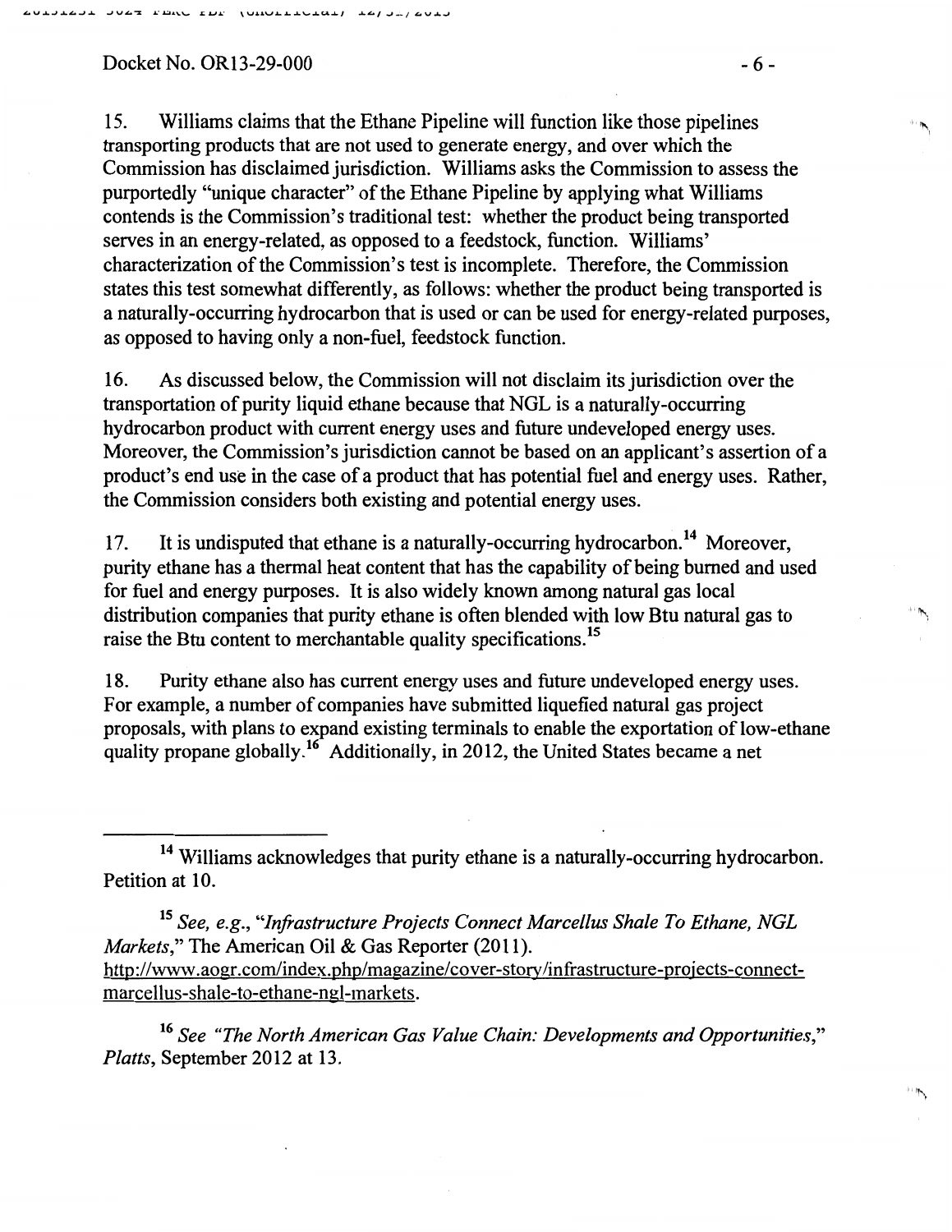Docket No. OR13-29-000

15. Williams claims that the Ethane Pipeline will function like those pipelines transporting products that are not used to generate energy, and over which the Commission has disclaimed jurisdiction. Williams asks the Commission to assess the purportedly "unique character" of the Ethane Pipeline by applying what Williams contends is the Commission's traditional test: whether the product being transported serves in an energy-related, as opposed to a feedstock, function. Williams' characterization of the Commission's test is incomplete. Therefore, the Commission states this test somewhat differently, as follows: whether the product being transported is a naturally-occurring hydrocarbon that is used or can be used for energy-related purposes, as opposed to having only a non-fuel, feedstock function.

16. As discussed below, the Commission will not disclaim its jurisdiction over the transportation of purity liquid ethane because that NGL is a naturally-occurring hydrocarbon product with current energy uses and future undeveloped energy uses. Moreover, the Commission's jurisdiction cannot be based on an applicant's assertion of a product's end use in the case of a product that has potential fuel and energy uses. Rather, the Commission considers both existing and potential energy uses.

17. It is undisputed that ethane is a naturally-occurring hydrocarbon.[14] Moreover, purity ethane has a thermal heat content that has the capability of being burned and used for fuel and energy purposes. It is also widely known among natural gas local distribution companies that purity ethane is often blended with low Btu natural gas to raise the Btu content to merchantable quality specifications.[15]

18. Purity ethane also has current energy uses and future undeveloped energy uses. For example, a number of companies have submitted liquefied natural gas project proposals, with plans to expand existing terminals to enable the exportation of low-ethane quality propane globally.[16] Additionally, in 2012, the United States became a net

---

[14] Williams acknowledges that purity ethane is a naturally-occurring hydrocarbon. Petition at 10.

[15] *See, e.g.*, "*Infrastructure Projects Connect Marcellus Shale To Ethane, NGL Markets*," The American Oil & Gas Reporter (2011). http://www.aogr.com/index.php/magazine/cover-story/infrastructure-projects-connect-marcellus-shale-to-ethane-ngl-markets.

[16] *See "The North American Gas Value Chain: Developments and Opportunities*," *Platts*, September 2012 at 13.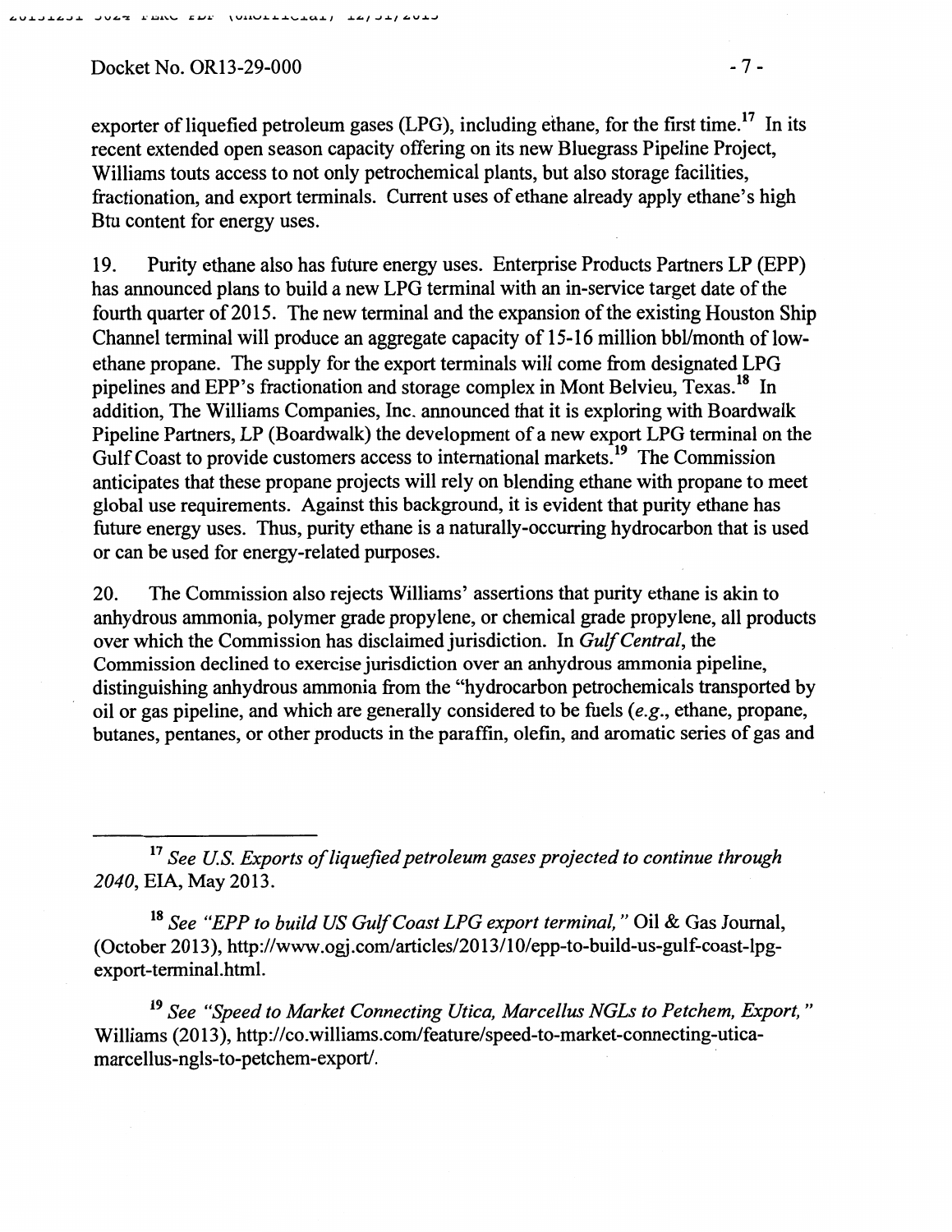exporter of liquefied petroleum gases (LPG), including ethane, for the first time.[17] In its recent extended open season capacity offering on its new Bluegrass Pipeline Project, Williams touts access to not only petrochemical plants, but also storage facilities, fractionation, and export terminals. Current uses of ethane already apply ethane's high Btu content for energy uses.

19. Purity ethane also has future energy uses. Enterprise Products Partners LP (EPP) has announced plans to build a new LPG terminal with an in-service target date of the fourth quarter of 2015. The new terminal and the expansion of the existing Houston Ship Channel terminal will produce an aggregate capacity of 15-16 million bbl/month of low-ethane propane. The supply for the export terminals will come from designated LPG pipelines and EPP's fractionation and storage complex in Mont Belvieu, Texas.[18] In addition, The Williams Companies, Inc. announced that it is exploring with Boardwalk Pipeline Partners, LP (Boardwalk) the development of a new export LPG terminal on the Gulf Coast to provide customers access to international markets.[19] The Commission anticipates that these propane projects will rely on blending ethane with propane to meet global use requirements. Against this background, it is evident that purity ethane has future energy uses. Thus, purity ethane is a naturally-occurring hydrocarbon that is used or can be used for energy-related purposes.

20. The Commission also rejects Williams' assertions that purity ethane is akin to anhydrous ammonia, polymer grade propylene, or chemical grade propylene, all products over which the Commission has disclaimed jurisdiction. In *Gulf Central*, the Commission declined to exercise jurisdiction over an anhydrous ammonia pipeline, distinguishing anhydrous ammonia from the "hydrocarbon petrochemicals transported by oil or gas pipeline, and which are generally considered to be fuels (*e.g.*, ethane, propane, butanes, pentanes, or other products in the paraffin, olefin, and aromatic series of gas and

---

[17] *See U.S. Exports of liquefied petroleum gases projected to continue through 2040*, EIA, May 2013.

[18] *See "EPP to build US Gulf Coast LPG export terminal,"* Oil & Gas Journal, (October 2013), http://www.ogj.com/articles/2013/10/epp-to-build-us-gulf-coast-lpg-export-terminal.html.

[19] *See "Speed to Market Connecting Utica, Marcellus NGLs to Petchem, Export,"* Williams (2013), http://co.williams.com/feature/speed-to-market-connecting-utica-marcellus-ngls-to-petchem-export/.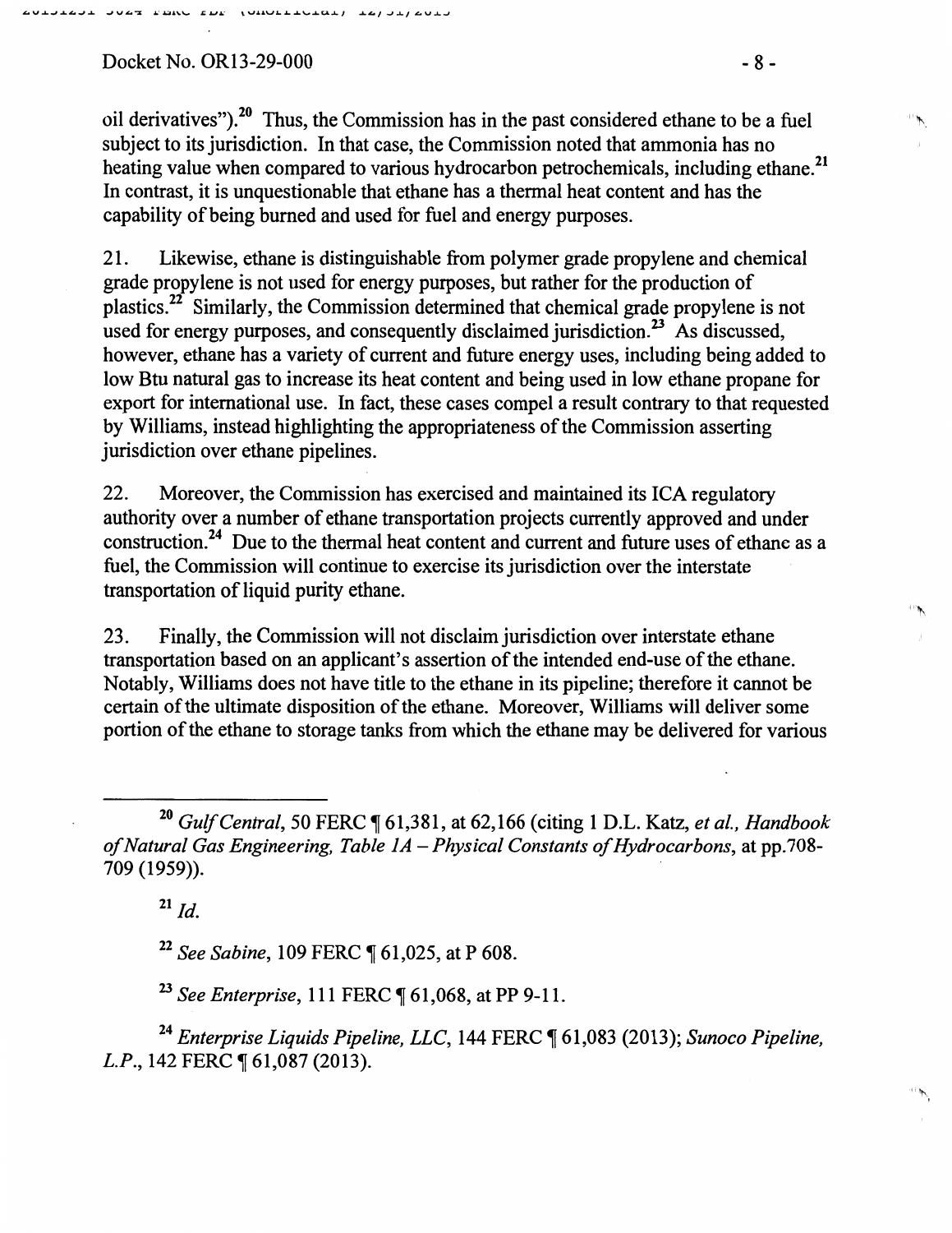oil derivatives").[20] Thus, the Commission has in the past considered ethane to be a fuel subject to its jurisdiction. In that case, the Commission noted that ammonia has no heating value when compared to various hydrocarbon petrochemicals, including ethane.[21] In contrast, it is unquestionable that ethane has a thermal heat content and has the capability of being burned and used for fuel and energy purposes.

21. Likewise, ethane is distinguishable from polymer grade propylene and chemical grade propylene is not used for energy purposes, but rather for the production of plastics.[22] Similarly, the Commission determined that chemical grade propylene is not used for energy purposes, and consequently disclaimed jurisdiction.[23] As discussed, however, ethane has a variety of current and future energy uses, including being added to low Btu natural gas to increase its heat content and being used in low ethane propane for export for international use. In fact, these cases compel a result contrary to that requested by Williams, instead highlighting the appropriateness of the Commission asserting jurisdiction over ethane pipelines.

22. Moreover, the Commission has exercised and maintained its ICA regulatory authority over a number of ethane transportation projects currently approved and under construction.[24] Due to the thermal heat content and current and future uses of ethane as a fuel, the Commission will continue to exercise its jurisdiction over the interstate transportation of liquid purity ethane.

23. Finally, the Commission will not disclaim jurisdiction over interstate ethane transportation based on an applicant's assertion of the intended end-use of the ethane. Notably, Williams does not have title to the ethane in its pipeline; therefore it cannot be certain of the ultimate disposition of the ethane. Moreover, Williams will deliver some portion of the ethane to storage tanks from which the ethane may be delivered for various

---

[20] *Gulf Central*, 50 FERC ¶ 61,381, at 62,166 (citing 1 D.L. Katz, *et al., Handbook of Natural Gas Engineering, Table 1A – Physical Constants of Hydrocarbons*, at pp.708-709 (1959)).

[21] *Id.*

[22] *See Sabine*, 109 FERC ¶ 61,025, at P 608.

[23] *See Enterprise*, 111 FERC ¶ 61,068, at PP 9-11.

[24] *Enterprise Liquids Pipeline, LLC*, 144 FERC ¶ 61,083 (2013); *Sunoco Pipeline, L.P.*, 142 FERC ¶ 61,087 (2013).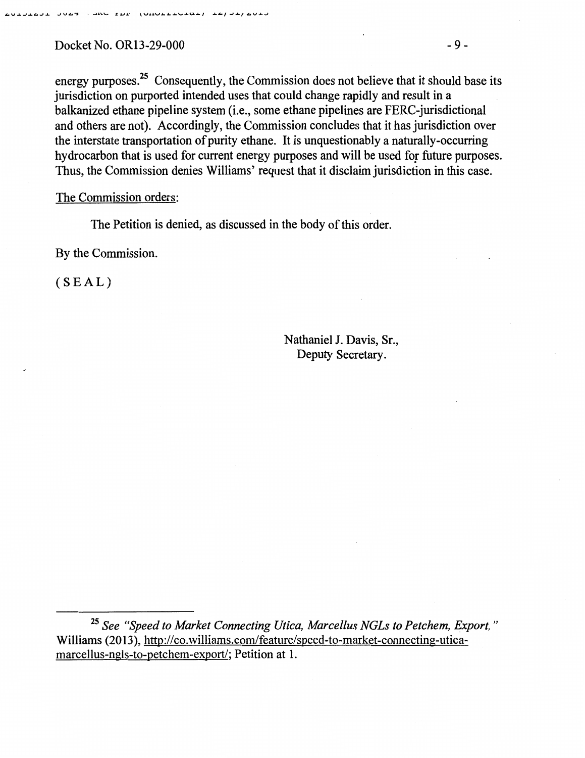energy purposes.[25] Consequently, the Commission does not believe that it should base its jurisdiction on purported intended uses that could change rapidly and result in a balkanized ethane pipeline system (i.e., some ethane pipelines are FERC-jurisdictional and others are not). Accordingly, the Commission concludes that it has jurisdiction over the interstate transportation of purity ethane. It is unquestionably a naturally-occurring hydrocarbon that is used for current energy purposes and will be used for future purposes. Thus, the Commission denies Williams' request that it disclaim jurisdiction in this case.

The Commission orders:

The Petition is denied, as discussed in the body of this order.

By the Commission.

( S E A L )

Nathaniel J. Davis, Sr.,
Deputy Secretary.

---

[25] *See "Speed to Market Connecting Utica, Marcellus NGLs to Petchem, Export,"* Williams (2013), http://co.williams.com/feature/speed-to-market-connecting-utica-marcellus-ngls-to-petchem-export/; Petition at 1.